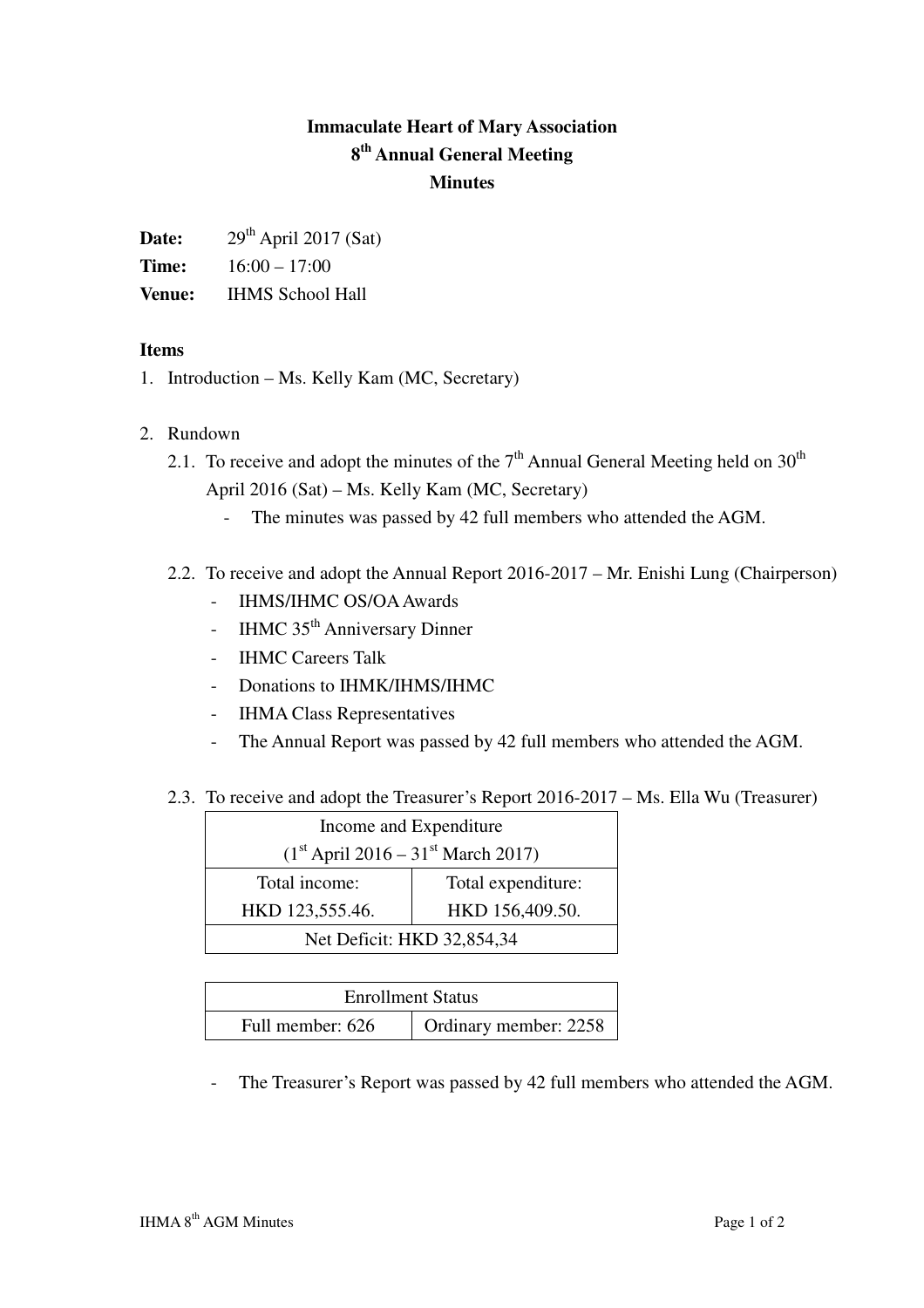# Immaculate Heart of Mary Association
## 8th Annual General Meeting
## Minutes

**Date:** 29th April 2017 (Sat)

**Time:** 16:00 – 17:00

**Venue:** IHMS School Hall

**Items**

1. Introduction – Ms. Kelly Kam (MC, Secretary)

2. Rundown

   2.1. To receive and adopt the minutes of the 7th Annual General Meeting held on 30th April 2016 (Sat) – Ms. Kelly Kam (MC, Secretary)

   - The minutes was passed by 42 full members who attended the AGM.

   2.2. To receive and adopt the Annual Report 2016-2017 – Mr. Enishi Lung (Chairperson)

   - IHMS/IHMC OS/OA Awards
   - IHMC 35th Anniversary Dinner
   - IHMC Careers Talk
   - Donations to IHMK/IHMS/IHMC
   - IHMA Class Representatives
   - The Annual Report was passed by 42 full members who attended the AGM.

   2.3. To receive and adopt the Treasurer's Report 2016-2017 – Ms. Ella Wu (Treasurer)

| Income and Expenditure (1st April 2016 – 31st March 2017) | |
|---|---|
| Total income: HKD 123,555.46. | Total expenditure: HKD 156,409.50. |
| Net Deficit: HKD 32,854,34 | |

| Enrollment Status | |
|---|---|
| Full member: 626 | Ordinary member: 2258 |

   - The Treasurer's Report was passed by 42 full members who attended the AGM.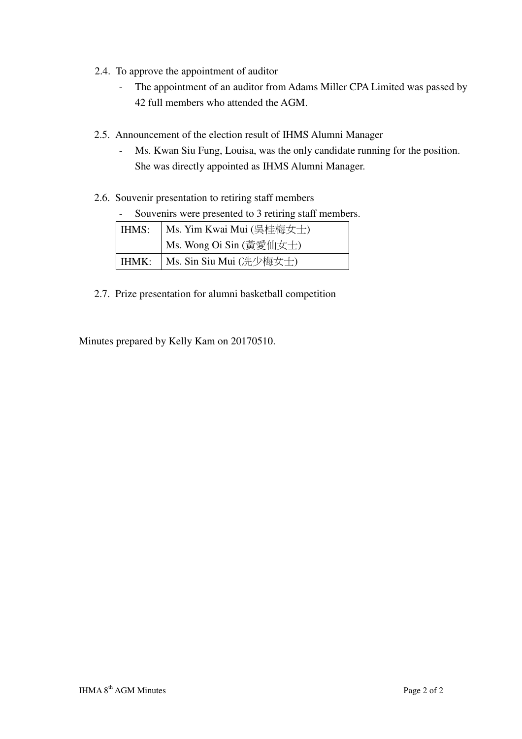2.4. To approve the appointment of auditor

- The appointment of an auditor from Adams Miller CPA Limited was passed by 42 full members who attended the AGM.

2.5. Announcement of the election result of IHMS Alumni Manager

- Ms. Kwan Siu Fung, Louisa, was the only candidate running for the position. She was directly appointed as IHMS Alumni Manager.

2.6. Souvenir presentation to retiring staff members

- Souvenirs were presented to 3 retiring staff members.

| | |
|---|---|
| IHMS: | Ms. Yim Kwai Mui (吳桂梅女士)<br>Ms. Wong Oi Sin (黃愛仙女士) |
| IHMK: | Ms. Sin Siu Mui (冼少梅女士) |

2.7. Prize presentation for alumni basketball competition

Minutes prepared by Kelly Kam on 20170510.